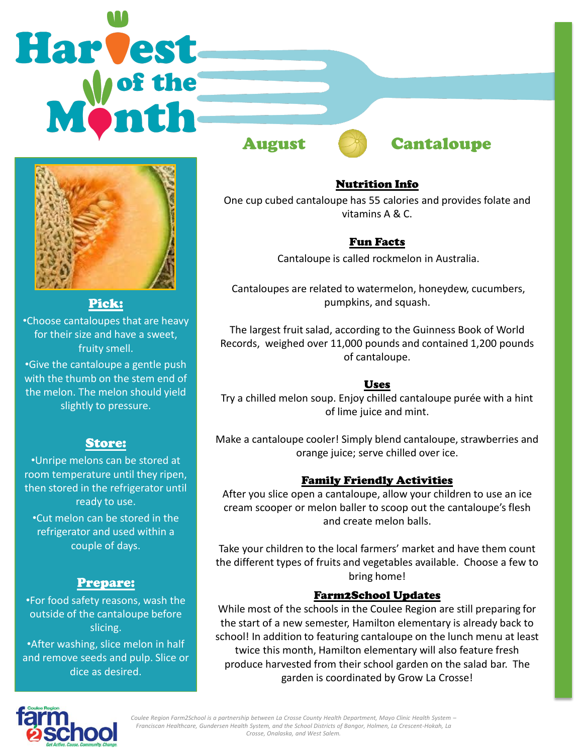# Harvest of the Month

## August — Cantaloupe

### Pick:

- Choose cantaloupes that are heavy for their size and have a sweet, fruity smell.
- Give the cantaloupe a gentle push with the thumb on the stem end of the melon. The melon should yield slightly to pressure.

### Store:

- Unripe melons can be stored at room temperature until they ripen, then stored in the refrigerator until ready to use.
- Cut melon can be stored in the refrigerator and used within a couple of days.

### Prepare:

- For food safety reasons, wash the outside of the cantaloupe before slicing.
- After washing, slice melon in half and remove seeds and pulp. Slice or dice as desired.

### Nutrition Info

One cup cubed cantaloupe has 55 calories and provides folate and vitamins A & C.

### Fun Facts

Cantaloupe is called rockmelon in Australia.

Cantaloupes are related to watermelon, honeydew, cucumbers, pumpkins, and squash.

The largest fruit salad, according to the Guinness Book of World Records, weighed over 11,000 pounds and contained 1,200 pounds of cantaloupe.

### Uses

Try a chilled melon soup. Enjoy chilled cantaloupe purée with a hint of lime juice and mint.

Make a cantaloupe cooler! Simply blend cantaloupe, strawberries and orange juice; serve chilled over ice.

### Family Friendly Activities

After you slice open a cantaloupe, allow your children to use an ice cream scooper or melon baller to scoop out the cantaloupe's flesh and create melon balls.

Take your children to the local farmers' market and have them count the different types of fruits and vegetables available. Choose a few to bring home!

### Farm2School Updates

While most of the schools in the Coulee Region are still preparing for the start of a new semester, Hamilton elementary is already back to school! In addition to featuring cantaloupe on the lunch menu at least twice this month, Hamilton elementary will also feature fresh produce harvested from their school garden on the salad bar. The garden is coordinated by Grow La Crosse!

*Coulee Region Farm2School is a partnership between La Crosse County Health Department, Mayo Clinic Health System – Franciscan Healthcare, Gundersen Health System, and the School Districts of Bangor, Holmen, La Crescent-Hokah, La Crosse, Onalaska, and West Salem.*

Coulee Region farm2school — Get Active. Cause. Community. Change.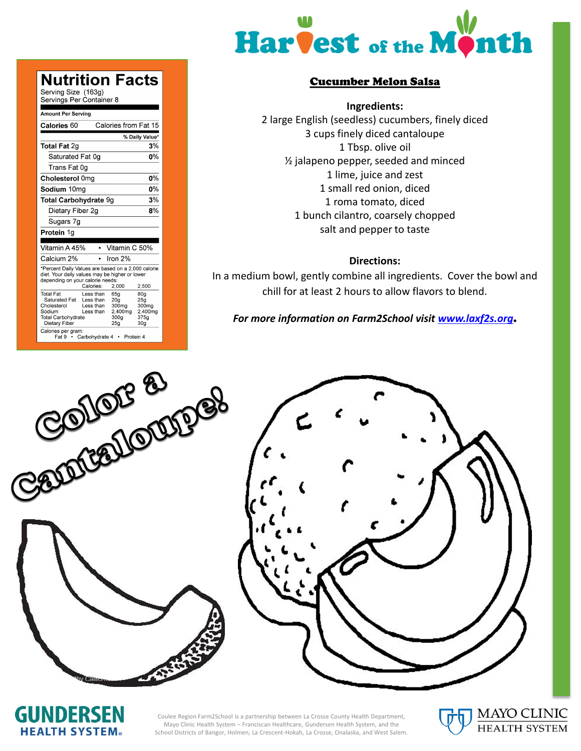# Harvest of the Month

## Nutrition Facts

Serving Size (163g)
Servings Per Container 8

| Amount Per Serving | |
| --- | --- |
| Calories 60 | Calories from Fat 15 |
| | % Daily Value* |
| **Total Fat** 2g | 3% |
| Saturated Fat 0g | 0% |
| Trans Fat 0g | |
| **Cholesterol** 0mg | 0% |
| **Sodium** 10mg | 0% |
| **Total Carbohydrate** 9g | 3% |
| Dietary Fiber 2g | 8% |
| Sugars 7g | |
| **Protein** 1g | |

| | |
| --- | --- |
| Vitamin A 45% | Vitamin C 50% |
| Calcium 2% | Iron 2% |

*Percent Daily Values are based on a 2,000 calorie diet. Your daily values may be higher or lower depending on your calorie needs:

| | | Calories: 2,000 | 2,500 |
| --- | --- | --- | --- |
| Total Fat | Less than | 65g | 80g |
| Saturated Fat | Less than | 20g | 25g |
| Cholesterol | Less than | 300mg | 300mg |
| Sodium | Less than | 2,400mg | 2,400mg |
| Total Carbohydrate | | 300g | 375g |
| Dietary Fiber | | 25g | 30g |

Calories per gram:
Fat 9 • Carbohydrate 4 • Protein 4

## Cucumber Melon Salsa

**Ingredients:**

2 large English (seedless) cucumbers, finely diced
3 cups finely diced cantaloupe
1 Tbsp. olive oil
½ jalapeno pepper, seeded and minced
1 lime, juice and zest
1 small red onion, diced
1 roma tomato, diced
1 bunch cilantro, coarsely chopped
salt and pepper to taste

**Directions:**

In a medium bowl, gently combine all ingredients. Cover the bowl and chill for at least 2 hours to allow flavors to blend.

***For more information on Farm2School visit [www.laxf2s.org](www.laxf2s.org).***

## Color a Cantaloupe!

GUNDERSEN HEALTH SYSTEM

Coulee Region Farm2School is a partnership between La Crosse County Health Department, Mayo Clinic Health System – Franciscan Healthcare, Gundersen Health System, and the School Districts of Bangor, Holmen, La Crescent-Hokah, La Crosse, Onalaska, and West Salem.

MAYO CLINIC HEALTH SYSTEM